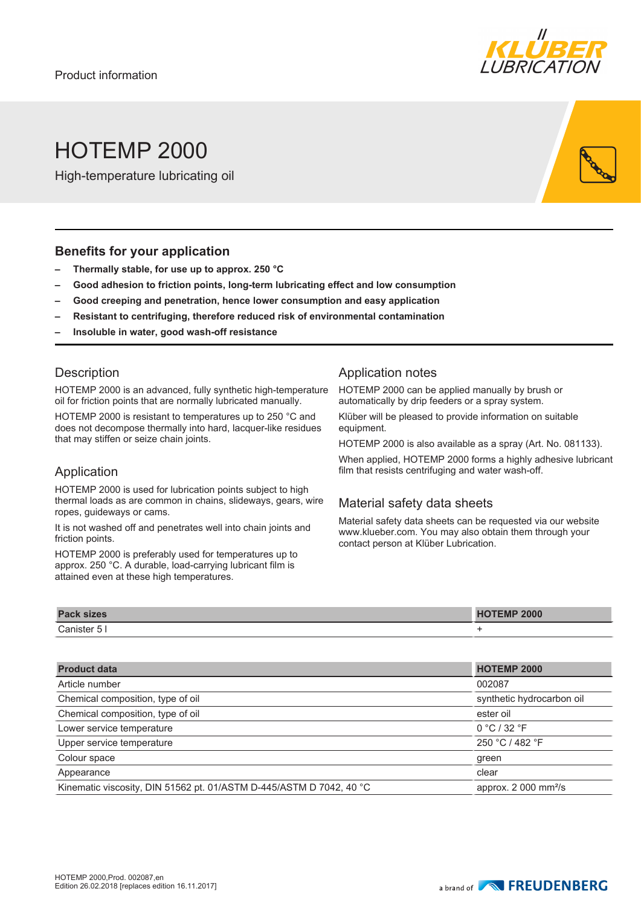Product information

# HOTEMP 2000

High-temperature lubricating oil

## Benefits for your application

- **Thermally stable, for use up to approx. 250 °C**
- **Good adhesion to friction points, long-term lubricating effect and low consumption**
- **Good creeping and penetration, hence lower consumption and easy application**
- **Resistant to centrifuging, therefore reduced risk of environmental contamination**
- **Insoluble in water, good wash-off resistance**

## Description

HOTEMP 2000 is an advanced, fully synthetic high-temperature oil for friction points that are normally lubricated manually.

HOTEMP 2000 is resistant to temperatures up to 250 °C and does not decompose thermally into hard, lacquer-like residues that may stiffen or seize chain joints.

## Application

HOTEMP 2000 is used for lubrication points subject to high thermal loads as are common in chains, slideways, gears, wire ropes, guideways or cams.

It is not washed off and penetrates well into chain joints and friction points.

HOTEMP 2000 is preferably used for temperatures up to approx. 250 °C. A durable, load-carrying lubricant film is attained even at these high temperatures.

## Application notes

HOTEMP 2000 can be applied manually by brush or automatically by drip feeders or a spray system.

Klüber will be pleased to provide information on suitable equipment.

HOTEMP 2000 is also available as a spray (Art. No. 081133).

When applied, HOTEMP 2000 forms a highly adhesive lubricant film that resists centrifuging and water wash-off.

## Material safety data sheets

Material safety data sheets can be requested via our website www.klueber.com. You may also obtain them through your contact person at Klüber Lubrication.

| Pack sizes | HOTEMP 2000 |
|---|---|
| Canister 5 l | + |

| Product data | HOTEMP 2000 |
|---|---|
| Article number | 002087 |
| Chemical composition, type of oil | synthetic hydrocarbon oil |
| Chemical composition, type of oil | ester oil |
| Lower service temperature | 0 °C / 32 °F |
| Upper service temperature | 250 °C / 482 °F |
| Colour space | green |
| Appearance | clear |
| Kinematic viscosity, DIN 51562 pt. 01/ASTM D-445/ASTM D 7042, 40 °C | approx. 2 000 mm²/s |

HOTEMP 2000,Prod. 002087,en
Edition 26.02.2018 [replaces edition 16.11.2017]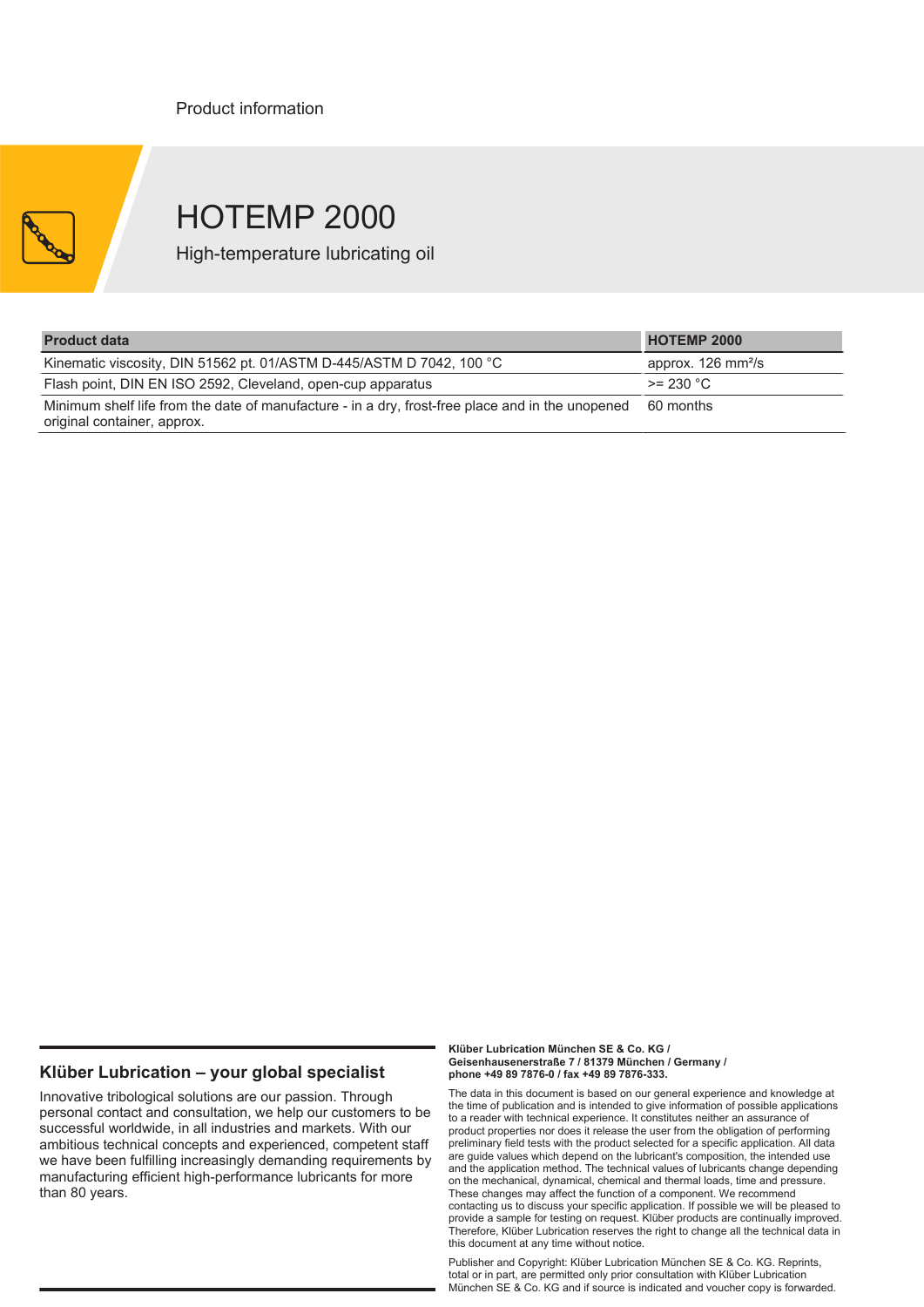Product information

# HOTEMP 2000

High-temperature lubricating oil

| Product data | HOTEMP 2000 |
| --- | --- |
| Kinematic viscosity, DIN 51562 pt. 01/ASTM D-445/ASTM D 7042, 100 °C | approx. 126 mm²/s |
| Flash point, DIN EN ISO 2592, Cleveland, open-cup apparatus | >= 230 °C |
| Minimum shelf life from the date of manufacture - in a dry, frost-free place and in the unopened original container, approx. | 60 months |

## Klüber Lubrication – your global specialist

Innovative tribological solutions are our passion. Through personal contact and consultation, we help our customers to be successful worldwide, in all industries and markets. With our ambitious technical concepts and experienced, competent staff we have been fulfilling increasingly demanding requirements by manufacturing efficient high-performance lubricants for more than 80 years.

**Klüber Lubrication München SE & Co. KG / Geisenhausenerstraße 7 / 81379 München / Germany / phone +49 89 7876-0 / fax +49 89 7876-333.**

The data in this document is based on our general experience and knowledge at the time of publication and is intended to give information of possible applications to a reader with technical experience. It constitutes neither an assurance of product properties nor does it release the user from the obligation of performing preliminary field tests with the product selected for a specific application. All data are guide values which depend on the lubricant's composition, the intended use and the application method. The technical values of lubricants change depending on the mechanical, dynamical, chemical and thermal loads, time and pressure. These changes may affect the function of a component. We recommend contacting us to discuss your specific application. If possible we will be pleased to provide a sample for testing on request. Klüber products are continually improved. Therefore, Klüber Lubrication reserves the right to change all the technical data in this document at any time without notice.

Publisher and Copyright: Klüber Lubrication München SE & Co. KG. Reprints, total or in part, are permitted only prior consultation with Klüber Lubrication München SE & Co. KG and if source is indicated and voucher copy is forwarded.